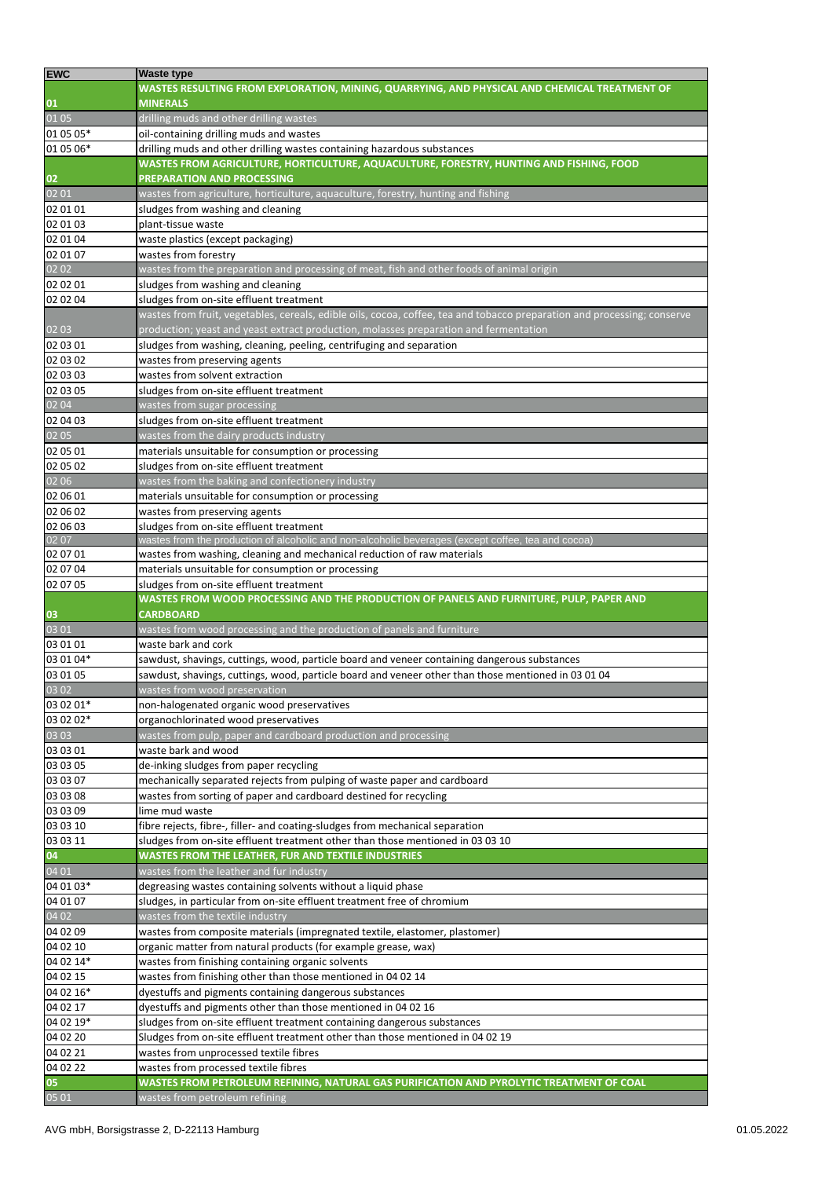| EWC | Waste type |
| --- | --- |
| **01** | **WASTES RESULTING FROM EXPLORATION, MINING, QUARRYING, AND PHYSICAL AND CHEMICAL TREATMENT OF MINERALS** |
| 01 05 | drilling muds and other drilling wastes |
| 01 05 05* | oil-containing drilling muds and wastes |
| 01 05 06* | drilling muds and other drilling wastes containing hazardous substances |
| **02** | **WASTES FROM AGRICULTURE, HORTICULTURE, AQUACULTURE, FORESTRY, HUNTING AND FISHING, FOOD PREPARATION AND PROCESSING** |
| 02 01 | wastes from agriculture, horticulture, aquaculture, forestry, hunting and fishing |
| 02 01 01 | sludges from washing and cleaning |
| 02 01 03 | plant-tissue waste |
| 02 01 04 | waste plastics (except packaging) |
| 02 01 07 | wastes from forestry |
| 02 02 | wastes from the preparation and processing of meat, fish and other foods of animal origin |
| 02 02 01 | sludges from washing and cleaning |
| 02 02 04 | sludges from on-site effluent treatment |
| 02 03 | wastes from fruit, vegetables, cereals, edible oils, cocoa, coffee, tea and tobacco preparation and processing; conserve production; yeast and yeast extract production, molasses preparation and fermentation |
| 02 03 01 | sludges from washing, cleaning, peeling, centrifuging and separation |
| 02 03 02 | wastes from preserving agents |
| 02 03 03 | wastes from solvent extraction |
| 02 03 05 | sludges from on-site effluent treatment |
| 02 04 | wastes from sugar processing |
| 02 04 03 | sludges from on-site effluent treatment |
| 02 05 | wastes from the dairy products industry |
| 02 05 01 | materials unsuitable for consumption or processing |
| 02 05 02 | sludges from on-site effluent treatment |
| 02 06 | wastes from the baking and confectionery industry |
| 02 06 01 | materials unsuitable for consumption or processing |
| 02 06 02 | wastes from preserving agents |
| 02 06 03 | sludges from on-site effluent treatment |
| 02 07 | wastes from the production of alcoholic and non-alcoholic beverages (except coffee, tea and cocoa) |
| 02 07 01 | wastes from washing, cleaning and mechanical reduction of raw materials |
| 02 07 04 | materials unsuitable for consumption or processing |
| 02 07 05 | sludges from on-site effluent treatment |
| **03** | **WASTES FROM WOOD PROCESSING AND THE PRODUCTION OF PANELS AND FURNITURE, PULP, PAPER AND CARDBOARD** |
| 03 01 | wastes from wood processing and the production of panels and furniture |
| 03 01 01 | waste bark and cork |
| 03 01 04* | sawdust, shavings, cuttings, wood, particle board and veneer containing dangerous substances |
| 03 01 05 | sawdust, shavings, cuttings, wood, particle board and veneer other than those mentioned in 03 01 04 |
| 03 02 | wastes from wood preservation |
| 03 02 01* | non-halogenated organic wood preservatives |
| 03 02 02* | organochlorinated wood preservatives |
| 03 03 | wastes from pulp, paper and cardboard production and processing |
| 03 03 01 | waste bark and wood |
| 03 03 05 | de-inking sludges from paper recycling |
| 03 03 07 | mechanically separated rejects from pulping of waste paper and cardboard |
| 03 03 08 | wastes from sorting of paper and cardboard destined for recycling |
| 03 03 09 | lime mud waste |
| 03 03 10 | fibre rejects, fibre-, filler- and coating-sludges from mechanical separation |
| 03 03 11 | sludges from on-site effluent treatment other than those mentioned in 03 03 10 |
| **04** | **WASTES FROM THE LEATHER, FUR AND TEXTILE INDUSTRIES** |
| 04 01 | wastes from the leather and fur industry |
| 04 01 03* | degreasing wastes containing solvents without a liquid phase |
| 04 01 07 | sludges, in particular from on-site effluent treatment free of chromium |
| 04 02 | wastes from the textile industry |
| 04 02 09 | wastes from composite materials (impregnated textile, elastomer, plastomer) |
| 04 02 10 | organic matter from natural products (for example grease, wax) |
| 04 02 14* | wastes from finishing containing organic solvents |
| 04 02 15 | wastes from finishing other than those mentioned in 04 02 14 |
| 04 02 16* | dyestuffs and pigments containing dangerous substances |
| 04 02 17 | dyestuffs and pigments other than those mentioned in 04 02 16 |
| 04 02 19* | sludges from on-site effluent treatment containing dangerous substances |
| 04 02 20 | Sludges from on-site effluent treatment other than those mentioned in 04 02 19 |
| 04 02 21 | wastes from unprocessed textile fibres |
| 04 02 22 | wastes from processed textile fibres |
| **05** | **WASTES FROM PETROLEUM REFINING, NATURAL GAS PURIFICATION AND PYROLYTIC TREATMENT OF COAL** |
| 05 01 | wastes from petroleum refining |

AVG mbH, Borsigstrasse 2, D-22113 Hamburg 01.05.2022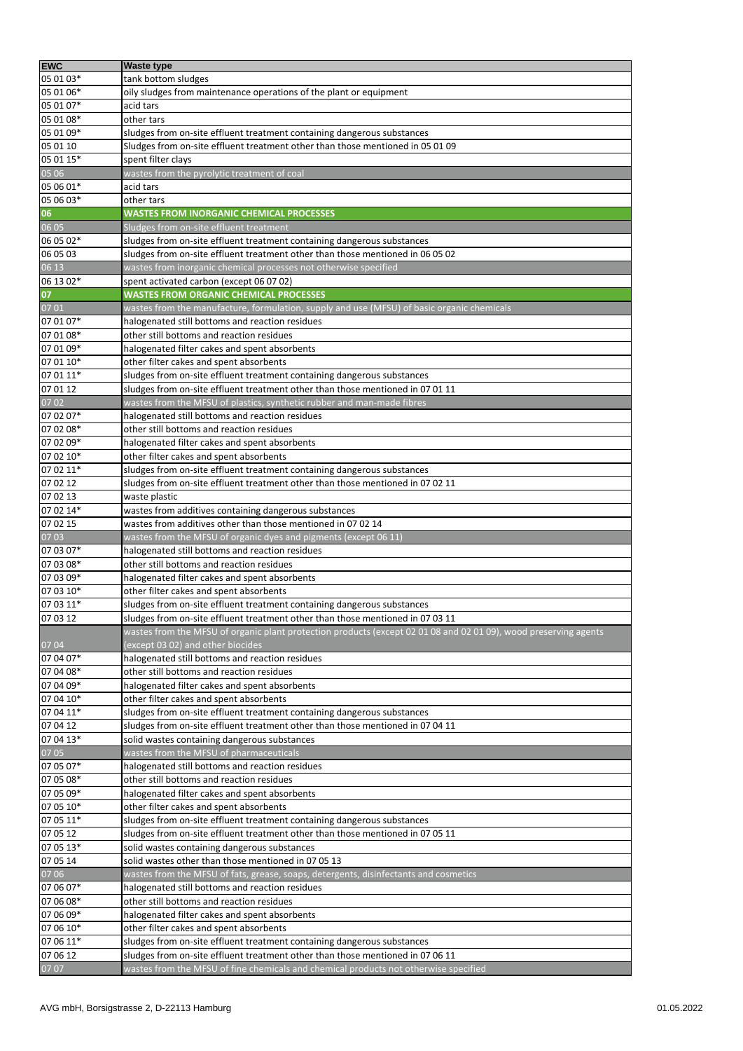| EWC | Waste type |
|---|---|
| 05 01 03* | tank bottom sludges |
| 05 01 06* | oily sludges from maintenance operations of the plant or equipment |
| 05 01 07* | acid tars |
| 05 01 08* | other tars |
| 05 01 09* | sludges from on-site effluent treatment containing dangerous substances |
| 05 01 10 | Sludges from on-site effluent treatment other than those mentioned in 05 01 09 |
| 05 01 15* | spent filter clays |
| 05 06 | wastes from the pyrolytic treatment of coal |
| 05 06 01* | acid tars |
| 05 06 03* | other tars |
| **06** | **WASTES FROM INORGANIC CHEMICAL PROCESSES** |
| 06 05 | Sludges from on-site effluent treatment |
| 06 05 02* | sludges from on-site effluent treatment containing dangerous substances |
| 06 05 03 | sludges from on-site effluent treatment other than those mentioned in 06 05 02 |
| 06 13 | wastes from inorganic chemical processes not otherwise specified |
| 06 13 02* | spent activated carbon (except 06 07 02) |
| **07** | **WASTES FROM ORGANIC CHEMICAL PROCESSES** |
| 07 01 | wastes from the manufacture, formulation, supply and use (MFSU) of basic organic chemicals |
| 07 01 07* | halogenated still bottoms and reaction residues |
| 07 01 08* | other still bottoms and reaction residues |
| 07 01 09* | halogenated filter cakes and spent absorbents |
| 07 01 10* | other filter cakes and spent absorbents |
| 07 01 11* | sludges from on-site effluent treatment containing dangerous substances |
| 07 01 12 | sludges from on-site effluent treatment other than those mentioned in 07 01 11 |
| 07 02 | wastes from the MFSU of plastics, synthetic rubber and man-made fibres |
| 07 02 07* | halogenated still bottoms and reaction residues |
| 07 02 08* | other still bottoms and reaction residues |
| 07 02 09* | halogenated filter cakes and spent absorbents |
| 07 02 10* | other filter cakes and spent absorbents |
| 07 02 11* | sludges from on-site effluent treatment containing dangerous substances |
| 07 02 12 | sludges from on-site effluent treatment other than those mentioned in 07 02 11 |
| 07 02 13 | waste plastic |
| 07 02 14* | wastes from additives containing dangerous substances |
| 07 02 15 | wastes from additives other than those mentioned in 07 02 14 |
| 07 03 | wastes from the MFSU of organic dyes and pigments (except 06 11) |
| 07 03 07* | halogenated still bottoms and reaction residues |
| 07 03 08* | other still bottoms and reaction residues |
| 07 03 09* | halogenated filter cakes and spent absorbents |
| 07 03 10* | other filter cakes and spent absorbents |
| 07 03 11* | sludges from on-site effluent treatment containing dangerous substances |
| 07 03 12 | sludges from on-site effluent treatment other than those mentioned in 07 03 11 |
| 07 04 | wastes from the MFSU of organic plant protection products (except 02 01 08 and 02 01 09), wood preserving agents (except 03 02) and other biocides |
| 07 04 07* | halogenated still bottoms and reaction residues |
| 07 04 08* | other still bottoms and reaction residues |
| 07 04 09* | halogenated filter cakes and spent absorbents |
| 07 04 10* | other filter cakes and spent absorbents |
| 07 04 11* | sludges from on-site effluent treatment containing dangerous substances |
| 07 04 12 | sludges from on-site effluent treatment other than those mentioned in 07 04 11 |
| 07 04 13* | solid wastes containing dangerous substances |
| 07 05 | wastes from the MFSU of pharmaceuticals |
| 07 05 07* | halogenated still bottoms and reaction residues |
| 07 05 08* | other still bottoms and reaction residues |
| 07 05 09* | halogenated filter cakes and spent absorbents |
| 07 05 10* | other filter cakes and spent absorbents |
| 07 05 11* | sludges from on-site effluent treatment containing dangerous substances |
| 07 05 12 | sludges from on-site effluent treatment other than those mentioned in 07 05 11 |
| 07 05 13* | solid wastes containing dangerous substances |
| 07 05 14 | solid wastes other than those mentioned in 07 05 13 |
| 07 06 | wastes from the MFSU of fats, grease, soaps, detergents, disinfectants and cosmetics |
| 07 06 07* | halogenated still bottoms and reaction residues |
| 07 06 08* | other still bottoms and reaction residues |
| 07 06 09* | halogenated filter cakes and spent absorbents |
| 07 06 10* | other filter cakes and spent absorbents |
| 07 06 11* | sludges from on-site effluent treatment containing dangerous substances |
| 07 06 12 | sludges from on-site effluent treatment other than those mentioned in 07 06 11 |
| 07 07 | wastes from the MFSU of fine chemicals and chemical products not otherwise specified |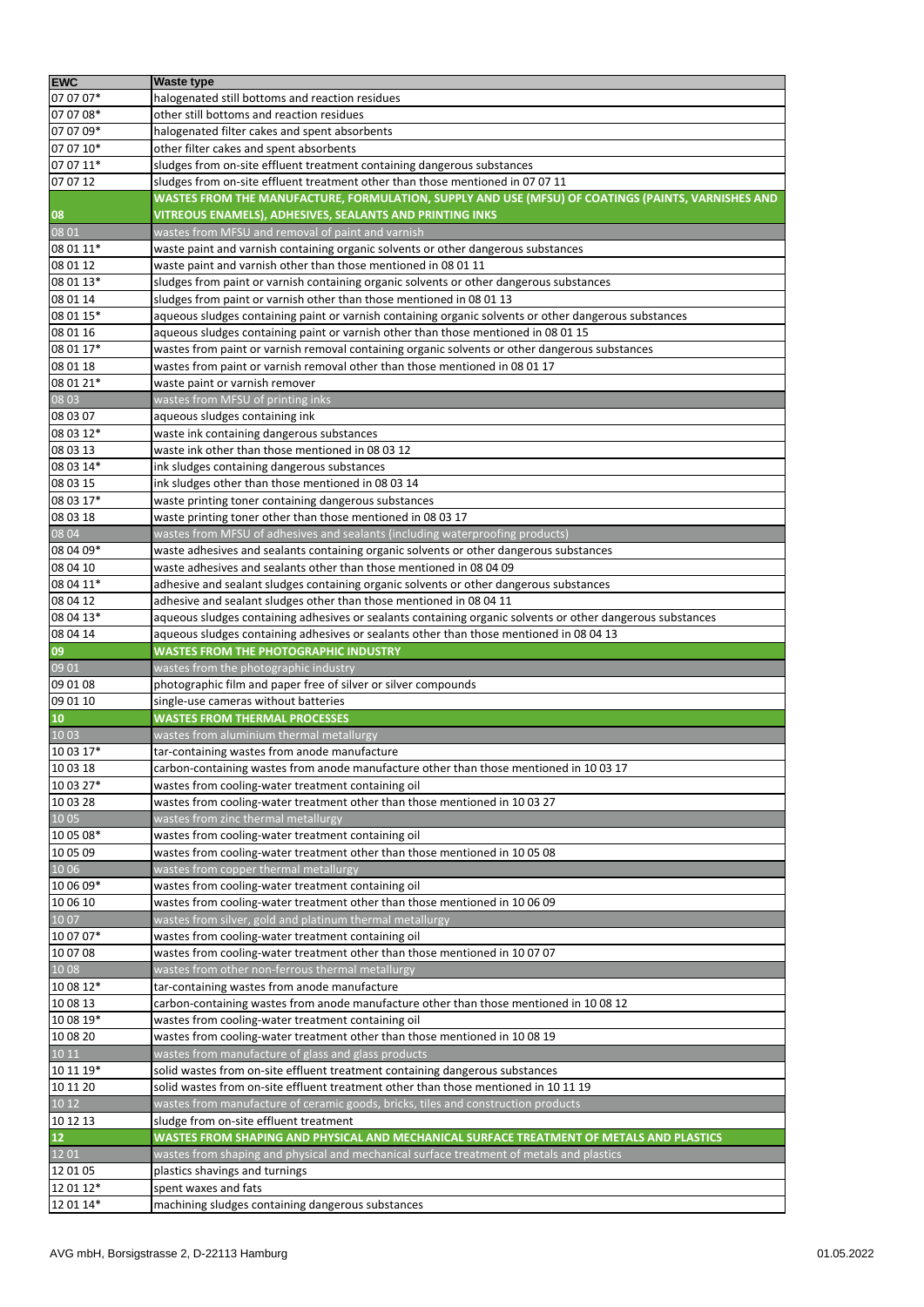| EWC | Waste type |
|---|---|
| 07 07 07* | halogenated still bottoms and reaction residues |
| 07 07 08* | other still bottoms and reaction residues |
| 07 07 09* | halogenated filter cakes and spent absorbents |
| 07 07 10* | other filter cakes and spent absorbents |
| 07 07 11* | sludges from on-site effluent treatment containing dangerous substances |
| 07 07 12 | sludges from on-site effluent treatment other than those mentioned in 07 07 11 |
| **08** | **WASTES FROM THE MANUFACTURE, FORMULATION, SUPPLY AND USE (MFSU) OF COATINGS (PAINTS, VARNISHES AND VITREOUS ENAMELS), ADHESIVES, SEALANTS AND PRINTING INKS** |
| 08 01 | wastes from MFSU and removal of paint and varnish |
| 08 01 11* | waste paint and varnish containing organic solvents or other dangerous substances |
| 08 01 12 | waste paint and varnish other than those mentioned in 08 01 11 |
| 08 01 13* | sludges from paint or varnish containing organic solvents or other dangerous substances |
| 08 01 14 | sludges from paint or varnish other than those mentioned in 08 01 13 |
| 08 01 15* | aqueous sludges containing paint or varnish containing organic solvents or other dangerous substances |
| 08 01 16 | aqueous sludges containing paint or varnish other than those mentioned in 08 01 15 |
| 08 01 17* | wastes from paint or varnish removal containing organic solvents or other dangerous substances |
| 08 01 18 | wastes from paint or varnish removal other than those mentioned in 08 01 17 |
| 08 01 21* | waste paint or varnish remover |
| 08 03 | wastes from MFSU of printing inks |
| 08 03 07 | aqueous sludges containing ink |
| 08 03 12* | waste ink containing dangerous substances |
| 08 03 13 | waste ink other than those mentioned in 08 03 12 |
| 08 03 14* | ink sludges containing dangerous substances |
| 08 03 15 | ink sludges other than those mentioned in 08 03 14 |
| 08 03 17* | waste printing toner containing dangerous substances |
| 08 03 18 | waste printing toner other than those mentioned in 08 03 17 |
| 08 04 | wastes from MFSU of adhesives and sealants (including waterproofing products) |
| 08 04 09* | waste adhesives and sealants containing organic solvents or other dangerous substances |
| 08 04 10 | waste adhesives and sealants other than those mentioned in 08 04 09 |
| 08 04 11* | adhesive and sealant sludges containing organic solvents or other dangerous substances |
| 08 04 12 | adhesive and sealant sludges other than those mentioned in 08 04 11 |
| 08 04 13* | aqueous sludges containing adhesives or sealants containing organic solvents or other dangerous substances |
| 08 04 14 | aqueous sludges containing adhesives or sealants other than those mentioned in 08 04 13 |
| **09** | **WASTES FROM THE PHOTOGRAPHIC INDUSTRY** |
| 09 01 | wastes from the photographic industry |
| 09 01 08 | photographic film and paper free of silver or silver compounds |
| 09 01 10 | single-use cameras without batteries |
| **10** | **WASTES FROM THERMAL PROCESSES** |
| 10 03 | wastes from aluminium thermal metallurgy |
| 10 03 17* | tar-containing wastes from anode manufacture |
| 10 03 18 | carbon-containing wastes from anode manufacture other than those mentioned in 10 03 17 |
| 10 03 27* | wastes from cooling-water treatment containing oil |
| 10 03 28 | wastes from cooling-water treatment other than those mentioned in 10 03 27 |
| 10 05 | wastes from zinc thermal metallurgy |
| 10 05 08* | wastes from cooling-water treatment containing oil |
| 10 05 09 | wastes from cooling-water treatment other than those mentioned in 10 05 08 |
| 10 06 | wastes from copper thermal metallurgy |
| 10 06 09* | wastes from cooling-water treatment containing oil |
| 10 06 10 | wastes from cooling-water treatment other than those mentioned in 10 06 09 |
| 10 07 | wastes from silver, gold and platinum thermal metallurgy |
| 10 07 07* | wastes from cooling-water treatment containing oil |
| 10 07 08 | wastes from cooling-water treatment other than those mentioned in 10 07 07 |
| 10 08 | wastes from other non-ferrous thermal metallurgy |
| 10 08 12* | tar-containing wastes from anode manufacture |
| 10 08 13 | carbon-containing wastes from anode manufacture other than those mentioned in 10 08 12 |
| 10 08 19* | wastes from cooling-water treatment containing oil |
| 10 08 20 | wastes from cooling-water treatment other than those mentioned in 10 08 19 |
| 10 11 | wastes from manufacture of glass and glass products |
| 10 11 19* | solid wastes from on-site effluent treatment containing dangerous substances |
| 10 11 20 | solid wastes from on-site effluent treatment other than those mentioned in 10 11 19 |
| 10 12 | wastes from manufacture of ceramic goods, bricks, tiles and construction products |
| 10 12 13 | sludge from on-site effluent treatment |
| **12** | **WASTES FROM SHAPING AND PHYSICAL AND MECHANICAL SURFACE TREATMENT OF METALS AND PLASTICS** |
| 12 01 | wastes from shaping and physical and mechanical surface treatment of metals and plastics |
| 12 01 05 | plastics shavings and turnings |
| 12 01 12* | spent waxes and fats |
| 12 01 14* | machining sludges containing dangerous substances |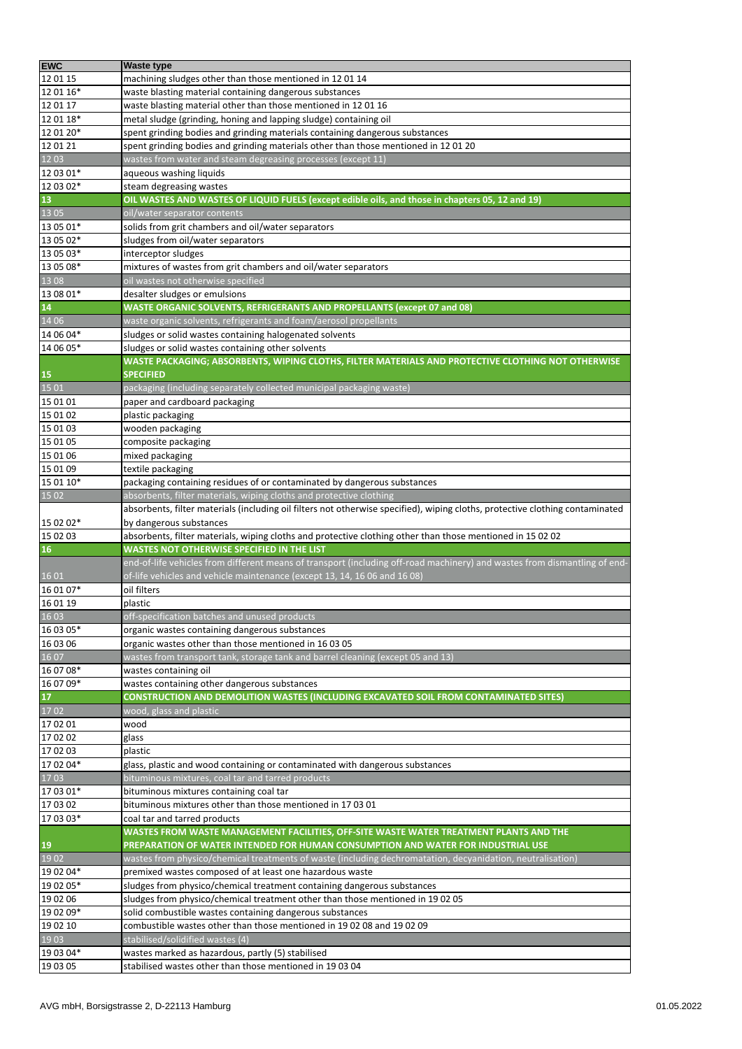| EWC | Waste type |
|---|---|
| 12 01 15 | machining sludges other than those mentioned in 12 01 14 |
| 12 01 16* | waste blasting material containing dangerous substances |
| 12 01 17 | waste blasting material other than those mentioned in 12 01 16 |
| 12 01 18* | metal sludge (grinding, honing and lapping sludge) containing oil |
| 12 01 20* | spent grinding bodies and grinding materials containing dangerous substances |
| 12 01 21 | spent grinding bodies and grinding materials other than those mentioned in 12 01 20 |
| 12 03 | wastes from water and steam degreasing processes (except 11) |
| 12 03 01* | aqueous washing liquids |
| 12 03 02* | steam degreasing wastes |
| **13** | **OIL WASTES AND WASTES OF LIQUID FUELS (except edible oils, and those in chapters 05, 12 and 19)** |
| 13 05 | oil/water separator contents |
| 13 05 01* | solids from grit chambers and oil/water separators |
| 13 05 02* | sludges from oil/water separators |
| 13 05 03* | interceptor sludges |
| 13 05 08* | mixtures of wastes from grit chambers and oil/water separators |
| 13 08 | oil wastes not otherwise specified |
| 13 08 01* | desalter sludges or emulsions |
| **14** | **WASTE ORGANIC SOLVENTS, REFRIGERANTS AND PROPELLANTS (except 07 and 08)** |
| 14 06 | waste organic solvents, refrigerants and foam/aerosol propellants |
| 14 06 04* | sludges or solid wastes containing halogenated solvents |
| 14 06 05* | sludges or solid wastes containing other solvents |
| **15** | **WASTE PACKAGING; ABSORBENTS, WIPING CLOTHS, FILTER MATERIALS AND PROTECTIVE CLOTHING NOT OTHERWISE SPECIFIED** |
| 15 01 | packaging (including separately collected municipal packaging waste) |
| 15 01 01 | paper and cardboard packaging |
| 15 01 02 | plastic packaging |
| 15 01 03 | wooden packaging |
| 15 01 05 | composite packaging |
| 15 01 06 | mixed packaging |
| 15 01 09 | textile packaging |
| 15 01 10* | packaging containing residues of or contaminated by dangerous substances |
| 15 02 | absorbents, filter materials, wiping cloths and protective clothing |
| 15 02 02* | absorbents, filter materials (including oil filters not otherwise specified), wiping cloths, protective clothing contaminated by dangerous substances |
| 15 02 03 | absorbents, filter materials, wiping cloths and protective clothing other than those mentioned in 15 02 02 |
| **16** | **WASTES NOT OTHERWISE SPECIFIED IN THE LIST** |
| 16 01 | end-of-life vehicles from different means of transport (including off-road machinery) and wastes from dismantling of end-of-life vehicles and vehicle maintenance (except 13, 14, 16 06 and 16 08) |
| 16 01 07* | oil filters |
| 16 01 19 | plastic |
| 16 03 | off-specification batches and unused products |
| 16 03 05* | organic wastes containing dangerous substances |
| 16 03 06 | organic wastes other than those mentioned in 16 03 05 |
| 16 07 | wastes from transport tank, storage tank and barrel cleaning (except 05 and 13) |
| 16 07 08* | wastes containing oil |
| 16 07 09* | wastes containing other dangerous substances |
| **17** | **CONSTRUCTION AND DEMOLITION WASTES (INCLUDING EXCAVATED SOIL FROM CONTAMINATED SITES)** |
| 17 02 | wood, glass and plastic |
| 17 02 01 | wood |
| 17 02 02 | glass |
| 17 02 03 | plastic |
| 17 02 04* | glass, plastic and wood containing or contaminated with dangerous substances |
| 17 03 | bituminous mixtures, coal tar and tarred products |
| 17 03 01* | bituminous mixtures containing coal tar |
| 17 03 02 | bituminous mixtures other than those mentioned in 17 03 01 |
| 17 03 03* | coal tar and tarred products |
| **19** | **WASTES FROM WASTE MANAGEMENT FACILITIES, OFF-SITE WASTE WATER TREATMENT PLANTS AND THE PREPARATION OF WATER INTENDED FOR HUMAN CONSUMPTION AND WATER FOR INDUSTRIAL USE** |
| 19 02 | wastes from physico/chemical treatments of waste (including dechromatation, decyanidation, neutralisation) |
| 19 02 04* | premixed wastes composed of at least one hazardous waste |
| 19 02 05* | sludges from physico/chemical treatment containing dangerous substances |
| 19 02 06 | sludges from physico/chemical treatment other than those mentioned in 19 02 05 |
| 19 02 09* | solid combustible wastes containing dangerous substances |
| 19 02 10 | combustible wastes other than those mentioned in 19 02 08 and 19 02 09 |
| 19 03 | stabilised/solidified wastes (4) |
| 19 03 04* | wastes marked as hazardous, partly (5) stabilised |
| 19 03 05 | stabilised wastes other than those mentioned in 19 03 04 |

AVG mbH, Borsigstrasse 2, D-22113 Hamburg

01.05.2022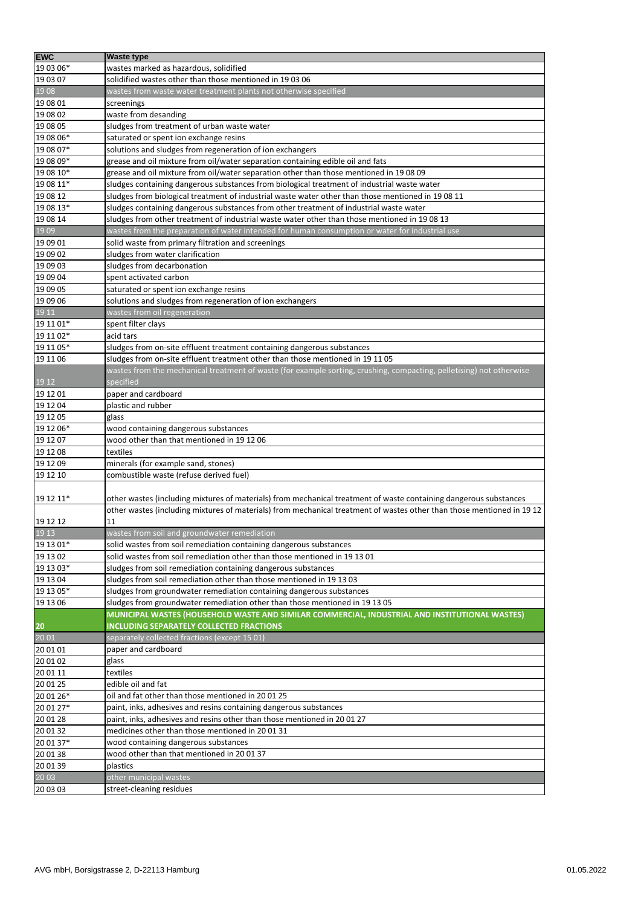| EWC | Waste type |
|---|---|
| 19 03 06* | wastes marked as hazardous, solidified |
| 19 03 07 | solidified wastes other than those mentioned in 19 03 06 |
| 19 08 | wastes from waste water treatment plants not otherwise specified |
| 19 08 01 | screenings |
| 19 08 02 | waste from desanding |
| 19 08 05 | sludges from treatment of urban waste water |
| 19 08 06* | saturated or spent ion exchange resins |
| 19 08 07* | solutions and sludges from regeneration of ion exchangers |
| 19 08 09* | grease and oil mixture from oil/water separation containing edible oil and fats |
| 19 08 10* | grease and oil mixture from oil/water separation other than those mentioned in 19 08 09 |
| 19 08 11* | sludges containing dangerous substances from biological treatment of industrial waste water |
| 19 08 12 | sludges from biological treatment of industrial waste water other than those mentioned in 19 08 11 |
| 19 08 13* | sludges containing dangerous substances from other treatment of industrial waste water |
| 19 08 14 | sludges from other treatment of industrial waste water other than those mentioned in 19 08 13 |
| 19 09 | wastes from the preparation of water intended for human consumption or water for industrial use |
| 19 09 01 | solid waste from primary filtration and screenings |
| 19 09 02 | sludges from water clarification |
| 19 09 03 | sludges from decarbonation |
| 19 09 04 | spent activated carbon |
| 19 09 05 | saturated or spent ion exchange resins |
| 19 09 06 | solutions and sludges from regeneration of ion exchangers |
| 19 11 | wastes from oil regeneration |
| 19 11 01* | spent filter clays |
| 19 11 02* | acid tars |
| 19 11 05* | sludges from on-site effluent treatment containing dangerous substances |
| 19 11 06 | sludges from on-site effluent treatment other than those mentioned in 19 11 05 |
| 19 12 | wastes from the mechanical treatment of waste (for example sorting, crushing, compacting, pelletising) not otherwise specified |
| 19 12 01 | paper and cardboard |
| 19 12 04 | plastic and rubber |
| 19 12 05 | glass |
| 19 12 06* | wood containing dangerous substances |
| 19 12 07 | wood other than that mentioned in 19 12 06 |
| 19 12 08 | textiles |
| 19 12 09 | minerals (for example sand, stones) |
| 19 12 10 | combustible waste (refuse derived fuel) |
| 19 12 11* | other wastes (including mixtures of materials) from mechanical treatment of waste containing dangerous substances |
| 19 12 12 | other wastes (including mixtures of materials) from mechanical treatment of wastes other than those mentioned in 19 12 11 |
| 19 13 | wastes from soil and groundwater remediation |
| 19 13 01* | solid wastes from soil remediation containing dangerous substances |
| 19 13 02 | solid wastes from soil remediation other than those mentioned in 19 13 01 |
| 19 13 03* | sludges from soil remediation containing dangerous substances |
| 19 13 04 | sludges from soil remediation other than those mentioned in 19 13 03 |
| 19 13 05* | sludges from groundwater remediation containing dangerous substances |
| 19 13 06 | sludges from groundwater remediation other than those mentioned in 19 13 05 |
| **20** | **MUNICIPAL WASTES (HOUSEHOLD WASTE AND SIMILAR COMMERCIAL, INDUSTRIAL AND INSTITUTIONAL WASTES) INCLUDING SEPARATELY COLLECTED FRACTIONS** |
| 20 01 | separately collected fractions (except 15 01) |
| 20 01 01 | paper and cardboard |
| 20 01 02 | glass |
| 20 01 11 | textiles |
| 20 01 25 | edible oil and fat |
| 20 01 26* | oil and fat other than those mentioned in 20 01 25 |
| 20 01 27* | paint, inks, adhesives and resins containing dangerous substances |
| 20 01 28 | paint, inks, adhesives and resins other than those mentioned in 20 01 27 |
| 20 01 32 | medicines other than those mentioned in 20 01 31 |
| 20 01 37* | wood containing dangerous substances |
| 20 01 38 | wood other than that mentioned in 20 01 37 |
| 20 01 39 | plastics |
| 20 03 | other municipal wastes |
| 20 03 03 | street-cleaning residues |